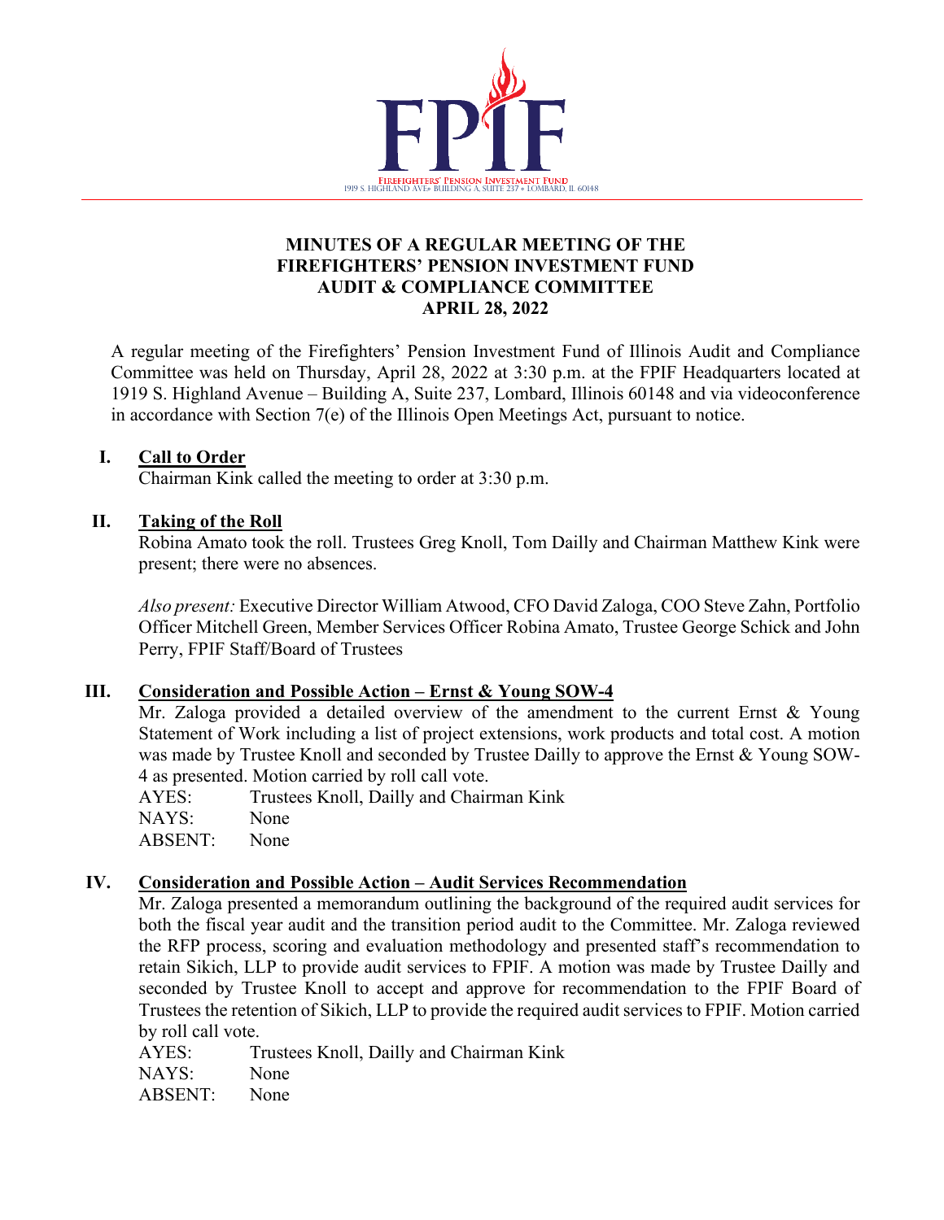FPIF

FIREFIGHTERS' PENSION INVESTMENT FUND
1919 S. HIGHLAND AVE• BUILDING A, SUITE 237 • LOMBARD, IL 60148

# MINUTES OF A REGULAR MEETING OF THE FIREFIGHTERS' PENSION INVESTMENT FUND AUDIT & COMPLIANCE COMMITTEE APRIL 28, 2022

A regular meeting of the Firefighters' Pension Investment Fund of Illinois Audit and Compliance Committee was held on Thursday, April 28, 2022 at 3:30 p.m. at the FPIF Headquarters located at 1919 S. Highland Avenue – Building A, Suite 237, Lombard, Illinois 60148 and via videoconference in accordance with Section 7(e) of the Illinois Open Meetings Act, pursuant to notice.

## I. Call to Order

Chairman Kink called the meeting to order at 3:30 p.m.

## II. Taking of the Roll

Robina Amato took the roll. Trustees Greg Knoll, Tom Dailly and Chairman Matthew Kink were present; there were no absences.

*Also present:* Executive Director William Atwood, CFO David Zaloga, COO Steve Zahn, Portfolio Officer Mitchell Green, Member Services Officer Robina Amato, Trustee George Schick and John Perry, FPIF Staff/Board of Trustees

## III. Consideration and Possible Action – Ernst & Young SOW-4

Mr. Zaloga provided a detailed overview of the amendment to the current Ernst & Young Statement of Work including a list of project extensions, work products and total cost. A motion was made by Trustee Knoll and seconded by Trustee Dailly to approve the Ernst & Young SOW-4 as presented. Motion carried by roll call vote.

AYES: Trustees Knoll, Dailly and Chairman Kink
NAYS: None
ABSENT: None

## IV. Consideration and Possible Action – Audit Services Recommendation

Mr. Zaloga presented a memorandum outlining the background of the required audit services for both the fiscal year audit and the transition period audit to the Committee. Mr. Zaloga reviewed the RFP process, scoring and evaluation methodology and presented staff's recommendation to retain Sikich, LLP to provide audit services to FPIF. A motion was made by Trustee Dailly and seconded by Trustee Knoll to accept and approve for recommendation to the FPIF Board of Trustees the retention of Sikich, LLP to provide the required audit services to FPIF. Motion carried by roll call vote.

AYES: Trustees Knoll, Dailly and Chairman Kink
NAYS: None
ABSENT: None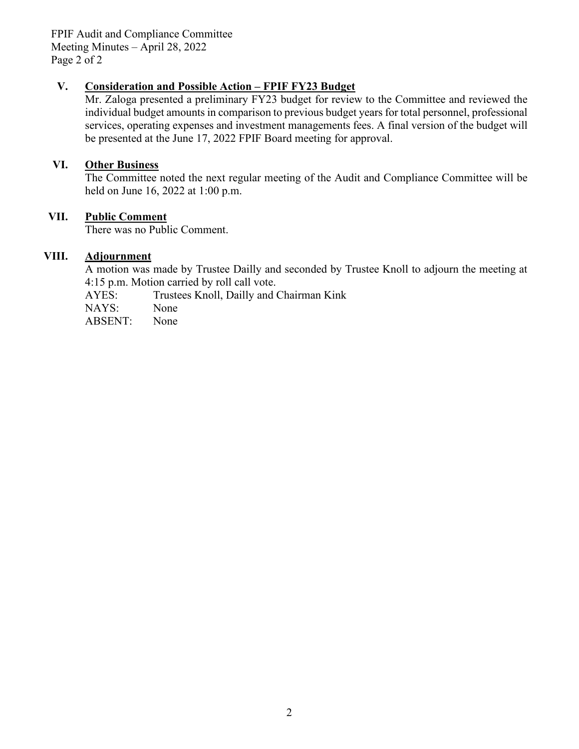## V. Consideration and Possible Action – FPIF FY23 Budget

Mr. Zaloga presented a preliminary FY23 budget for review to the Committee and reviewed the individual budget amounts in comparison to previous budget years for total personnel, professional services, operating expenses and investment managements fees. A final version of the budget will be presented at the June 17, 2022 FPIF Board meeting for approval.

## VI. Other Business

The Committee noted the next regular meeting of the Audit and Compliance Committee will be held on June 16, 2022 at 1:00 p.m.

## VII. Public Comment

There was no Public Comment.

## VIII. Adjournment

A motion was made by Trustee Dailly and seconded by Trustee Knoll to adjourn the meeting at 4:15 p.m. Motion carried by roll call vote.

AYES: Trustees Knoll, Dailly and Chairman Kink
NAYS: None
ABSENT: None